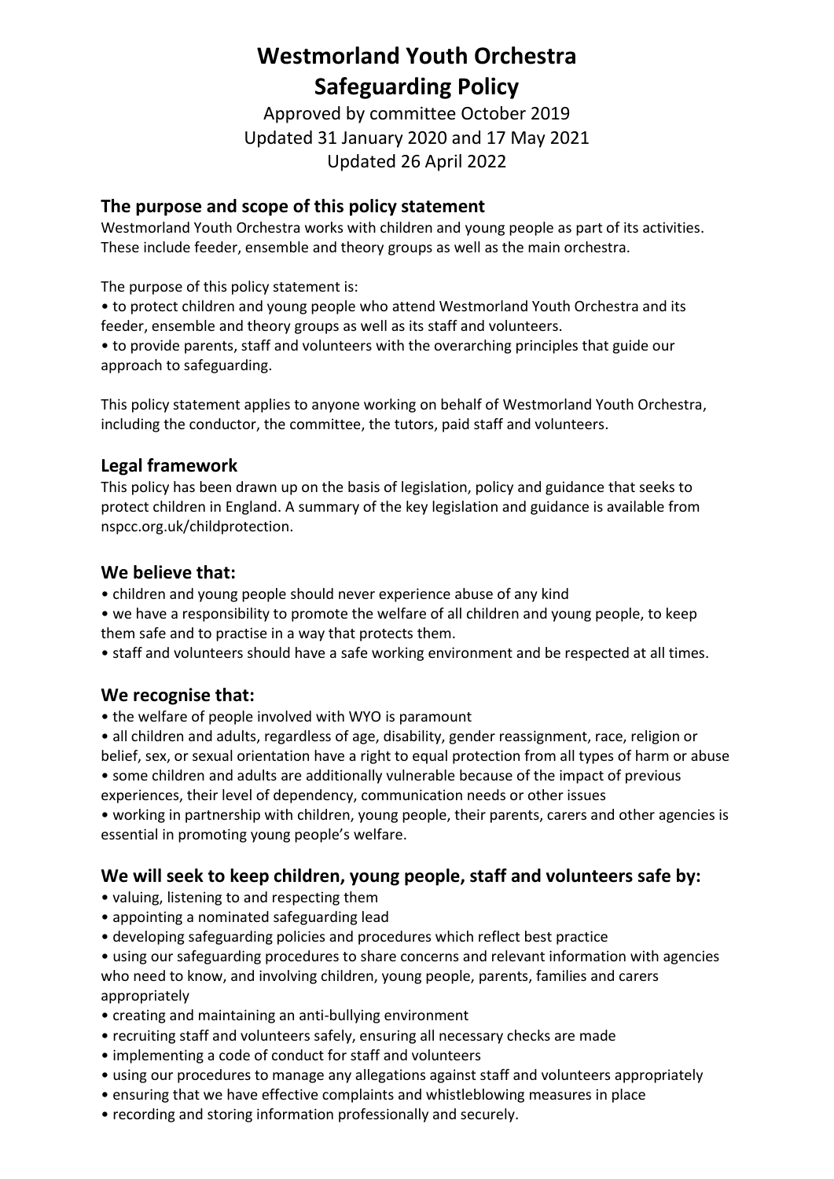# Westmorland Youth Orchestra
# Safeguarding Policy

Approved by committee October 2019
Updated 31 January 2020 and 17 May 2021
Updated 26 April 2022

## The purpose and scope of this policy statement

Westmorland Youth Orchestra works with children and young people as part of its activities. These include feeder, ensemble and theory groups as well as the main orchestra.

The purpose of this policy statement is:

- to protect children and young people who attend Westmorland Youth Orchestra and its feeder, ensemble and theory groups as well as its staff and volunteers.
- to provide parents, staff and volunteers with the overarching principles that guide our approach to safeguarding.

This policy statement applies to anyone working on behalf of Westmorland Youth Orchestra, including the conductor, the committee, the tutors, paid staff and volunteers.

## Legal framework

This policy has been drawn up on the basis of legislation, policy and guidance that seeks to protect children in England. A summary of the key legislation and guidance is available from nspcc.org.uk/childprotection.

## We believe that:

- children and young people should never experience abuse of any kind
- we have a responsibility to promote the welfare of all children and young people, to keep them safe and to practise in a way that protects them.
- staff and volunteers should have a safe working environment and be respected at all times.

## We recognise that:

- the welfare of people involved with WYO is paramount
- all children and adults, regardless of age, disability, gender reassignment, race, religion or belief, sex, or sexual orientation have a right to equal protection from all types of harm or abuse
- some children and adults are additionally vulnerable because of the impact of previous experiences, their level of dependency, communication needs or other issues
- working in partnership with children, young people, their parents, carers and other agencies is essential in promoting young people's welfare.

## We will seek to keep children, young people, staff and volunteers safe by:

- valuing, listening to and respecting them
- appointing a nominated safeguarding lead
- developing safeguarding policies and procedures which reflect best practice
- using our safeguarding procedures to share concerns and relevant information with agencies who need to know, and involving children, young people, parents, families and carers appropriately
- creating and maintaining an anti-bullying environment
- recruiting staff and volunteers safely, ensuring all necessary checks are made
- implementing a code of conduct for staff and volunteers
- using our procedures to manage any allegations against staff and volunteers appropriately
- ensuring that we have effective complaints and whistleblowing measures in place
- recording and storing information professionally and securely.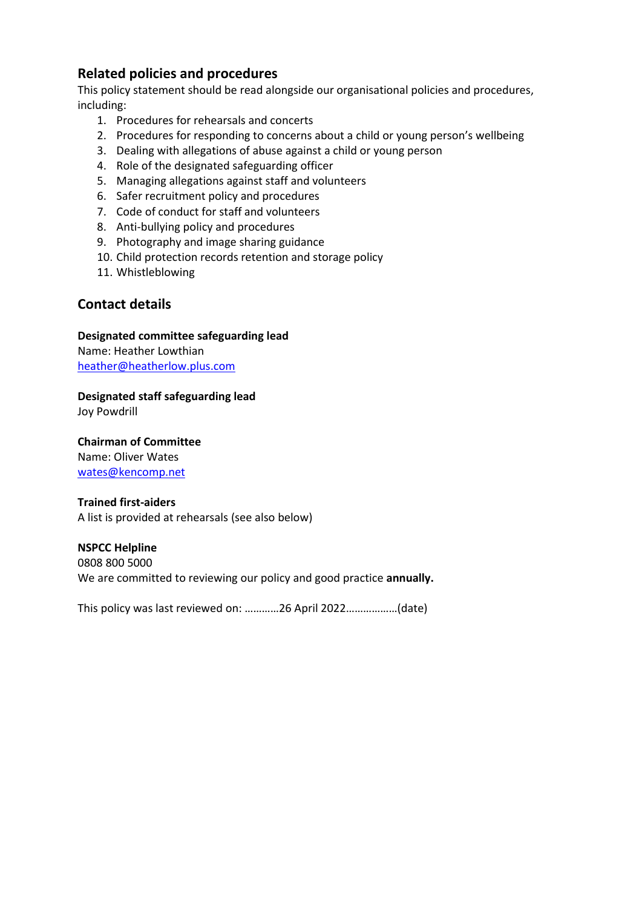## Related policies and procedures

This policy statement should be read alongside our organisational policies and procedures, including:

1. Procedures for rehearsals and concerts
2. Procedures for responding to concerns about a child or young person's wellbeing
3. Dealing with allegations of abuse against a child or young person
4. Role of the designated safeguarding officer
5. Managing allegations against staff and volunteers
6. Safer recruitment policy and procedures
7. Code of conduct for staff and volunteers
8. Anti-bullying policy and procedures
9. Photography and image sharing guidance
10. Child protection records retention and storage policy
11. Whistleblowing

## Contact details

**Designated committee safeguarding lead**
Name: Heather Lowthian
heather@heatherlow.plus.com

**Designated staff safeguarding lead**
Joy Powdrill

**Chairman of Committee**
Name: Oliver Wates
wates@kencomp.net

**Trained first-aiders**
A list is provided at rehearsals (see also below)

**NSPCC Helpline**
0808 800 5000
We are committed to reviewing our policy and good practice **annually.**

This policy was last reviewed on: …………26 April 2022………………(date)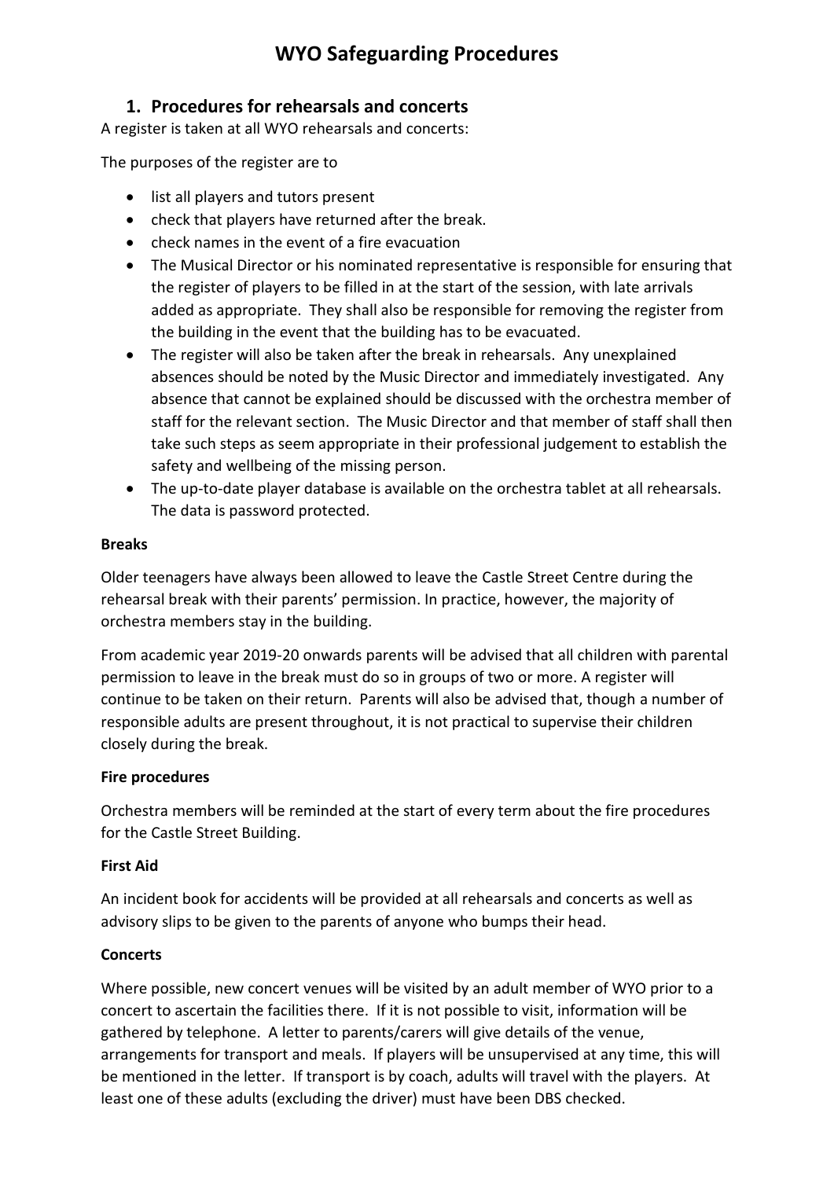# WYO Safeguarding Procedures

## 1. Procedures for rehearsals and concerts

A register is taken at all WYO rehearsals and concerts:

The purposes of the register are to

- list all players and tutors present
- check that players have returned after the break.
- check names in the event of a fire evacuation
- The Musical Director or his nominated representative is responsible for ensuring that the register of players to be filled in at the start of the session, with late arrivals added as appropriate. They shall also be responsible for removing the register from the building in the event that the building has to be evacuated.
- The register will also be taken after the break in rehearsals. Any unexplained absences should be noted by the Music Director and immediately investigated. Any absence that cannot be explained should be discussed with the orchestra member of staff for the relevant section. The Music Director and that member of staff shall then take such steps as seem appropriate in their professional judgement to establish the safety and wellbeing of the missing person.
- The up-to-date player database is available on the orchestra tablet at all rehearsals. The data is password protected.

**Breaks**

Older teenagers have always been allowed to leave the Castle Street Centre during the rehearsal break with their parents' permission. In practice, however, the majority of orchestra members stay in the building.

From academic year 2019-20 onwards parents will be advised that all children with parental permission to leave in the break must do so in groups of two or more. A register will continue to be taken on their return. Parents will also be advised that, though a number of responsible adults are present throughout, it is not practical to supervise their children closely during the break.

**Fire procedures**

Orchestra members will be reminded at the start of every term about the fire procedures for the Castle Street Building.

**First Aid**

An incident book for accidents will be provided at all rehearsals and concerts as well as advisory slips to be given to the parents of anyone who bumps their head.

**Concerts**

Where possible, new concert venues will be visited by an adult member of WYO prior to a concert to ascertain the facilities there. If it is not possible to visit, information will be gathered by telephone. A letter to parents/carers will give details of the venue, arrangements for transport and meals. If players will be unsupervised at any time, this will be mentioned in the letter. If transport is by coach, adults will travel with the players. At least one of these adults (excluding the driver) must have been DBS checked.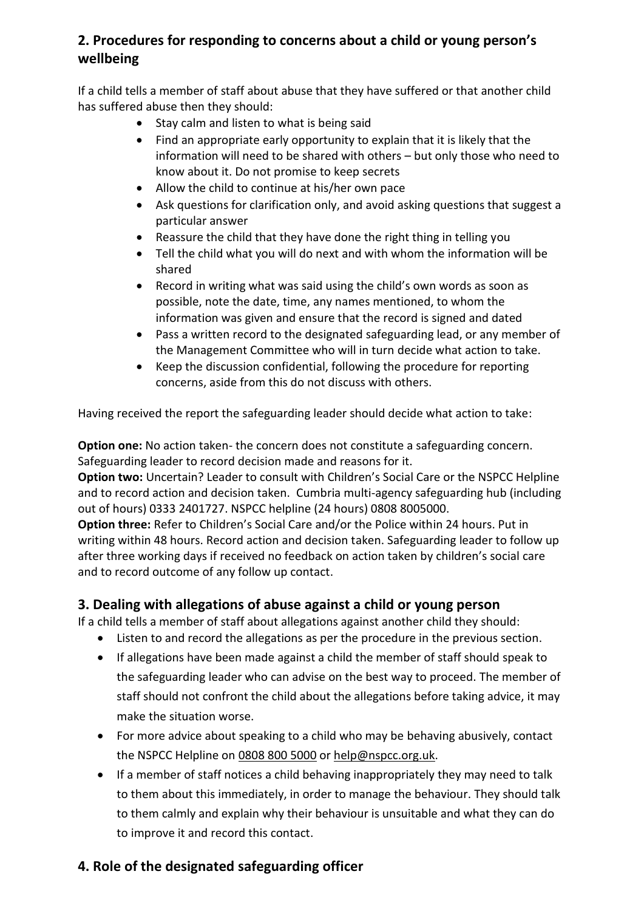## 2. Procedures for responding to concerns about a child or young person's wellbeing

If a child tells a member of staff about abuse that they have suffered or that another child has suffered abuse then they should:

- Stay calm and listen to what is being said
- Find an appropriate early opportunity to explain that it is likely that the information will need to be shared with others – but only those who need to know about it. Do not promise to keep secrets
- Allow the child to continue at his/her own pace
- Ask questions for clarification only, and avoid asking questions that suggest a particular answer
- Reassure the child that they have done the right thing in telling you
- Tell the child what you will do next and with whom the information will be shared
- Record in writing what was said using the child's own words as soon as possible, note the date, time, any names mentioned, to whom the information was given and ensure that the record is signed and dated
- Pass a written record to the designated safeguarding lead, or any member of the Management Committee who will in turn decide what action to take.
- Keep the discussion confidential, following the procedure for reporting concerns, aside from this do not discuss with others.

Having received the report the safeguarding leader should decide what action to take:

**Option one:** No action taken- the concern does not constitute a safeguarding concern. Safeguarding leader to record decision made and reasons for it.
**Option two:** Uncertain? Leader to consult with Children's Social Care or the NSPCC Helpline and to record action and decision taken. Cumbria multi-agency safeguarding hub (including out of hours) 0333 2401727. NSPCC helpline (24 hours) 0808 8005000.
**Option three:** Refer to Children's Social Care and/or the Police within 24 hours. Put in writing within 48 hours. Record action and decision taken. Safeguarding leader to follow up after three working days if received no feedback on action taken by children's social care and to record outcome of any follow up contact.

## 3. Dealing with allegations of abuse against a child or young person

If a child tells a member of staff about allegations against another child they should:

- Listen to and record the allegations as per the procedure in the previous section.
- If allegations have been made against a child the member of staff should speak to the safeguarding leader who can advise on the best way to proceed. The member of staff should not confront the child about the allegations before taking advice, it may make the situation worse.
- For more advice about speaking to a child who may be behaving abusively, contact the NSPCC Helpline on 0808 800 5000 or help@nspcc.org.uk.
- If a member of staff notices a child behaving inappropriately they may need to talk to them about this immediately, in order to manage the behaviour. They should talk to them calmly and explain why their behaviour is unsuitable and what they can do to improve it and record this contact.

## 4. Role of the designated safeguarding officer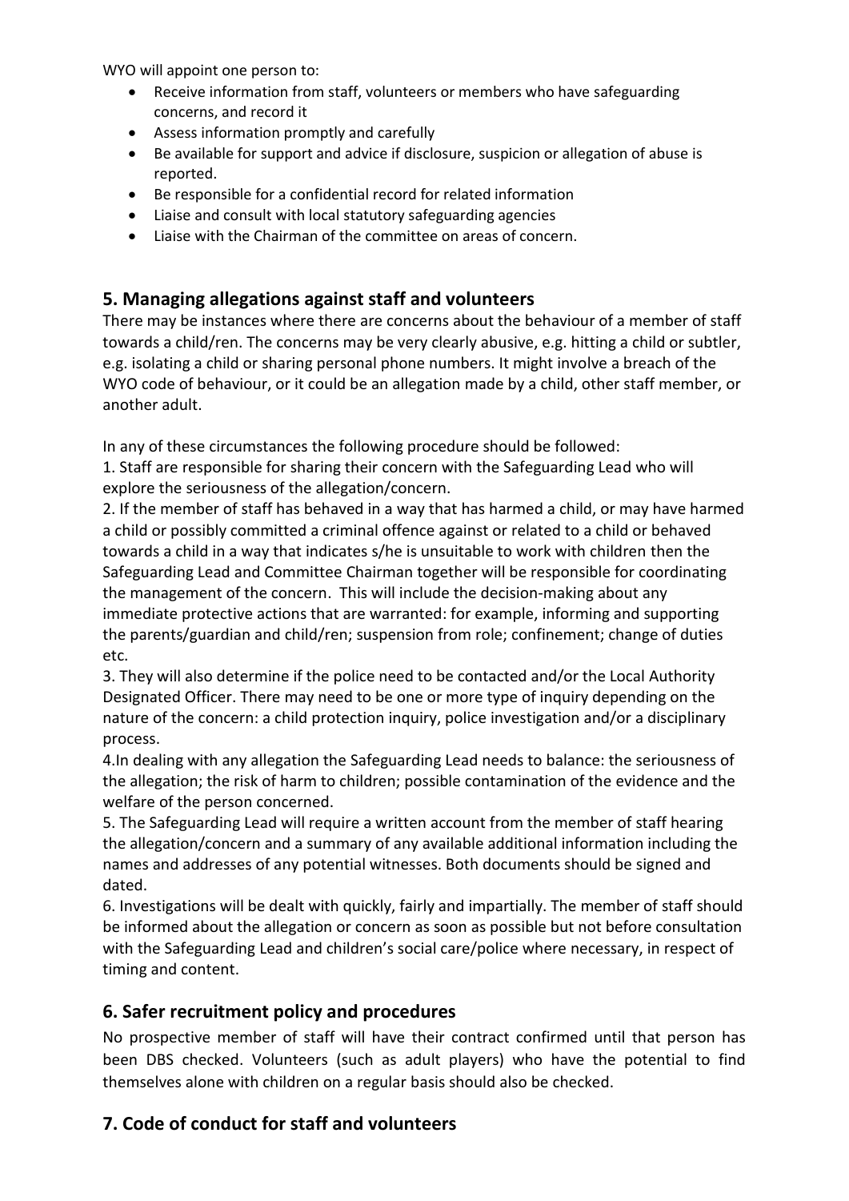WYO will appoint one person to:

- Receive information from staff, volunteers or members who have safeguarding concerns, and record it
- Assess information promptly and carefully
- Be available for support and advice if disclosure, suspicion or allegation of abuse is reported.
- Be responsible for a confidential record for related information
- Liaise and consult with local statutory safeguarding agencies
- Liaise with the Chairman of the committee on areas of concern.

## 5. Managing allegations against staff and volunteers

There may be instances where there are concerns about the behaviour of a member of staff towards a child/ren. The concerns may be very clearly abusive, e.g. hitting a child or subtler, e.g. isolating a child or sharing personal phone numbers. It might involve a breach of the WYO code of behaviour, or it could be an allegation made by a child, other staff member, or another adult.

In any of these circumstances the following procedure should be followed:

1. Staff are responsible for sharing their concern with the Safeguarding Lead who will explore the seriousness of the allegation/concern.
2. If the member of staff has behaved in a way that has harmed a child, or may have harmed a child or possibly committed a criminal offence against or related to a child or behaved towards a child in a way that indicates s/he is unsuitable to work with children then the Safeguarding Lead and Committee Chairman together will be responsible for coordinating the management of the concern. This will include the decision-making about any immediate protective actions that are warranted: for example, informing and supporting the parents/guardian and child/ren; suspension from role; confinement; change of duties etc.
3. They will also determine if the police need to be contacted and/or the Local Authority Designated Officer. There may need to be one or more type of inquiry depending on the nature of the concern: a child protection inquiry, police investigation and/or a disciplinary process.
4. In dealing with any allegation the Safeguarding Lead needs to balance: the seriousness of the allegation; the risk of harm to children; possible contamination of the evidence and the welfare of the person concerned.
5. The Safeguarding Lead will require a written account from the member of staff hearing the allegation/concern and a summary of any available additional information including the names and addresses of any potential witnesses. Both documents should be signed and dated.
6. Investigations will be dealt with quickly, fairly and impartially. The member of staff should be informed about the allegation or concern as soon as possible but not before consultation with the Safeguarding Lead and children's social care/police where necessary, in respect of timing and content.

## 6. Safer recruitment policy and procedures

No prospective member of staff will have their contract confirmed until that person has been DBS checked. Volunteers (such as adult players) who have the potential to find themselves alone with children on a regular basis should also be checked.

## 7. Code of conduct for staff and volunteers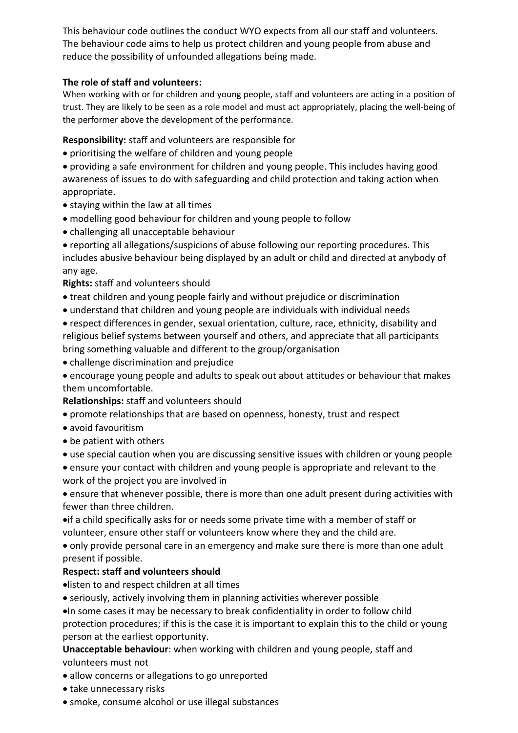This behaviour code outlines the conduct WYO expects from all our staff and volunteers. The behaviour code aims to help us protect children and young people from abuse and reduce the possibility of unfounded allegations being made.

**The role of staff and volunteers:**

When working with or for children and young people, staff and volunteers are acting in a position of trust. They are likely to be seen as a role model and must act appropriately, placing the well-being of the performer above the development of the performance.

**Responsibility:** staff and volunteers are responsible for

- prioritising the welfare of children and young people
- providing a safe environment for children and young people. This includes having good awareness of issues to do with safeguarding and child protection and taking action when appropriate.
- staying within the law at all times
- modelling good behaviour for children and young people to follow
- challenging all unacceptable behaviour
- reporting all allegations/suspicions of abuse following our reporting procedures. This includes abusive behaviour being displayed by an adult or child and directed at anybody of any age.

**Rights:** staff and volunteers should

- treat children and young people fairly and without prejudice or discrimination
- understand that children and young people are individuals with individual needs
- respect differences in gender, sexual orientation, culture, race, ethnicity, disability and religious belief systems between yourself and others, and appreciate that all participants bring something valuable and different to the group/organisation
- challenge discrimination and prejudice
- encourage young people and adults to speak out about attitudes or behaviour that makes them uncomfortable.

**Relationships:** staff and volunteers should

- promote relationships that are based on openness, honesty, trust and respect
- avoid favouritism
- be patient with others
- use special caution when you are discussing sensitive issues with children or young people
- ensure your contact with children and young people is appropriate and relevant to the work of the project you are involved in
- ensure that whenever possible, there is more than one adult present during activities with fewer than three children.
- if a child specifically asks for or needs some private time with a member of staff or volunteer, ensure other staff or volunteers know where they and the child are.
- only provide personal care in an emergency and make sure there is more than one adult present if possible.

**Respect: staff and volunteers should**

- listen to and respect children at all times
- seriously, actively involving them in planning activities wherever possible
- In some cases it may be necessary to break confidentiality in order to follow child protection procedures; if this is the case it is important to explain this to the child or young person at the earliest opportunity.

**Unacceptable behaviour**: when working with children and young people, staff and volunteers must not

- allow concerns or allegations to go unreported
- take unnecessary risks
- smoke, consume alcohol or use illegal substances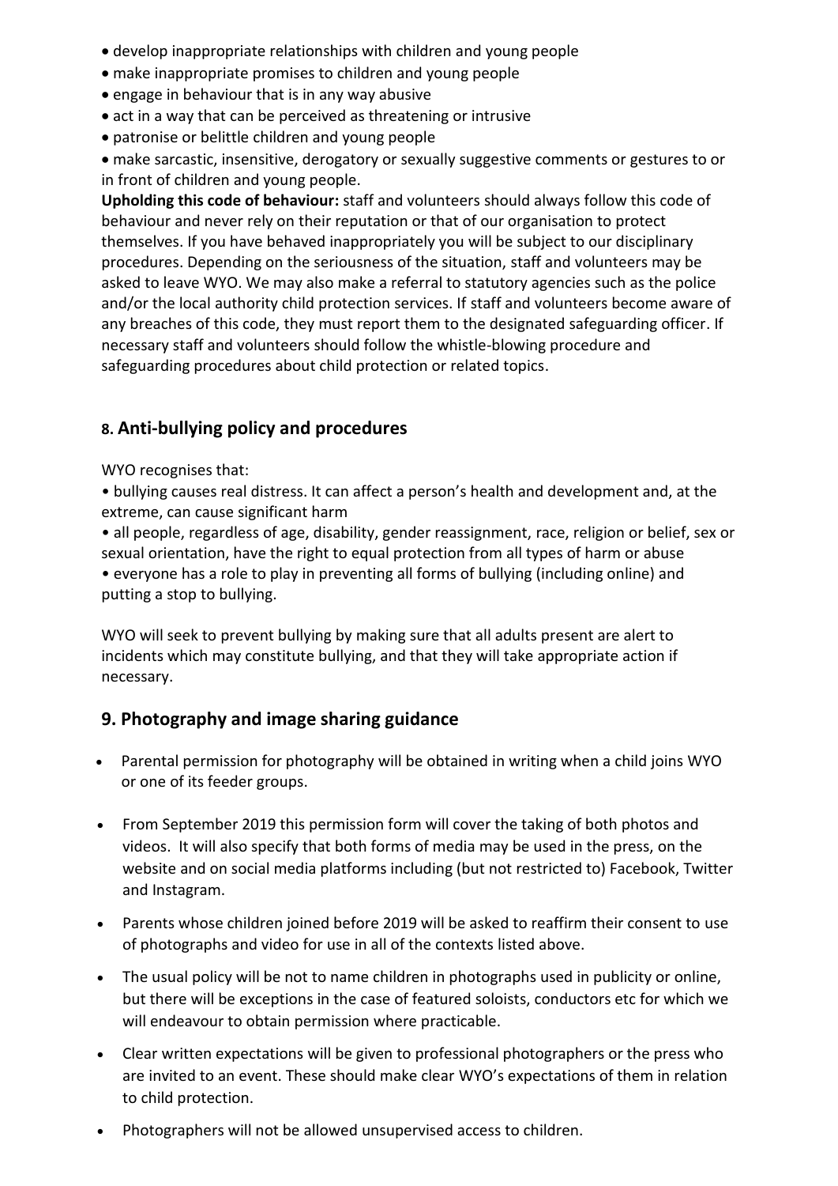- develop inappropriate relationships with children and young people
- make inappropriate promises to children and young people
- engage in behaviour that is in any way abusive
- act in a way that can be perceived as threatening or intrusive
- patronise or belittle children and young people
- make sarcastic, insensitive, derogatory or sexually suggestive comments or gestures to or in front of children and young people.

**Upholding this code of behaviour:** staff and volunteers should always follow this code of behaviour and never rely on their reputation or that of our organisation to protect themselves. If you have behaved inappropriately you will be subject to our disciplinary procedures. Depending on the seriousness of the situation, staff and volunteers may be asked to leave WYO. We may also make a referral to statutory agencies such as the police and/or the local authority child protection services. If staff and volunteers become aware of any breaches of this code, they must report them to the designated safeguarding officer. If necessary staff and volunteers should follow the whistle-blowing procedure and safeguarding procedures about child protection or related topics.

## 8. Anti-bullying policy and procedures

WYO recognises that:

- bullying causes real distress. It can affect a person's health and development and, at the extreme, can cause significant harm
- all people, regardless of age, disability, gender reassignment, race, religion or belief, sex or sexual orientation, have the right to equal protection from all types of harm or abuse
- everyone has a role to play in preventing all forms of bullying (including online) and putting a stop to bullying.

WYO will seek to prevent bullying by making sure that all adults present are alert to incidents which may constitute bullying, and that they will take appropriate action if necessary.

## 9. Photography and image sharing guidance

- Parental permission for photography will be obtained in writing when a child joins WYO or one of its feeder groups.
- From September 2019 this permission form will cover the taking of both photos and videos. It will also specify that both forms of media may be used in the press, on the website and on social media platforms including (but not restricted to) Facebook, Twitter and Instagram.
- Parents whose children joined before 2019 will be asked to reaffirm their consent to use of photographs and video for use in all of the contexts listed above.
- The usual policy will be not to name children in photographs used in publicity or online, but there will be exceptions in the case of featured soloists, conductors etc for which we will endeavour to obtain permission where practicable.
- Clear written expectations will be given to professional photographers or the press who are invited to an event. These should make clear WYO's expectations of them in relation to child protection.
- Photographers will not be allowed unsupervised access to children.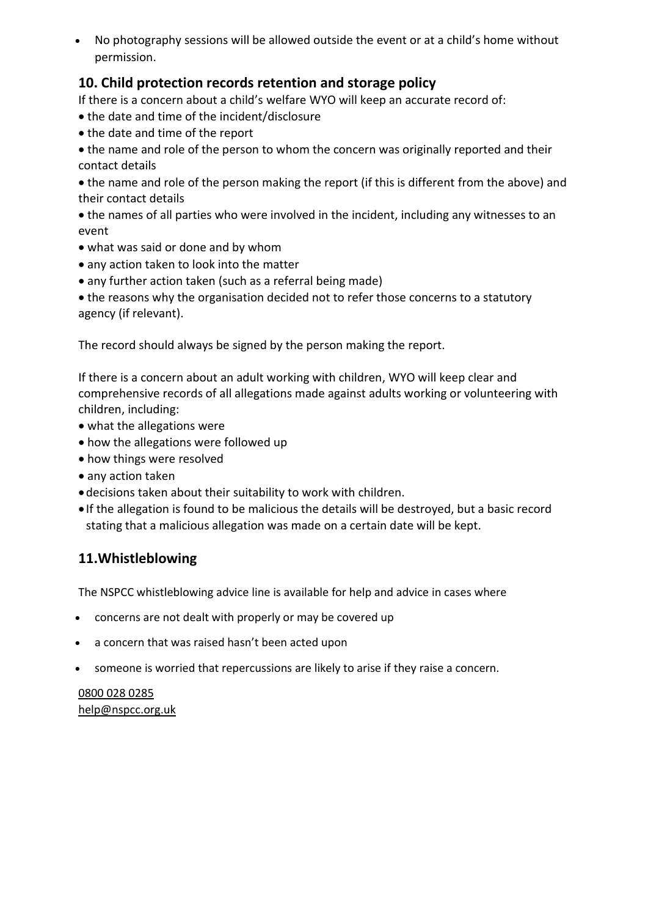- No photography sessions will be allowed outside the event or at a child's home without permission.

## 10. Child protection records retention and storage policy

If there is a concern about a child's welfare WYO will keep an accurate record of:

- the date and time of the incident/disclosure
- the date and time of the report
- the name and role of the person to whom the concern was originally reported and their contact details
- the name and role of the person making the report (if this is different from the above) and their contact details
- the names of all parties who were involved in the incident, including any witnesses to an event
- what was said or done and by whom
- any action taken to look into the matter
- any further action taken (such as a referral being made)
- the reasons why the organisation decided not to refer those concerns to a statutory agency (if relevant).

The record should always be signed by the person making the report.

If there is a concern about an adult working with children, WYO will keep clear and comprehensive records of all allegations made against adults working or volunteering with children, including:

- what the allegations were
- how the allegations were followed up
- how things were resolved
- any action taken
- decisions taken about their suitability to work with children.
- If the allegation is found to be malicious the details will be destroyed, but a basic record stating that a malicious allegation was made on a certain date will be kept.

## 11.Whistleblowing

The NSPCC whistleblowing advice line is available for help and advice in cases where

- concerns are not dealt with properly or may be covered up
- a concern that was raised hasn't been acted upon
- someone is worried that repercussions are likely to arise if they raise a concern.

0800 028 0285
help@nspcc.org.uk